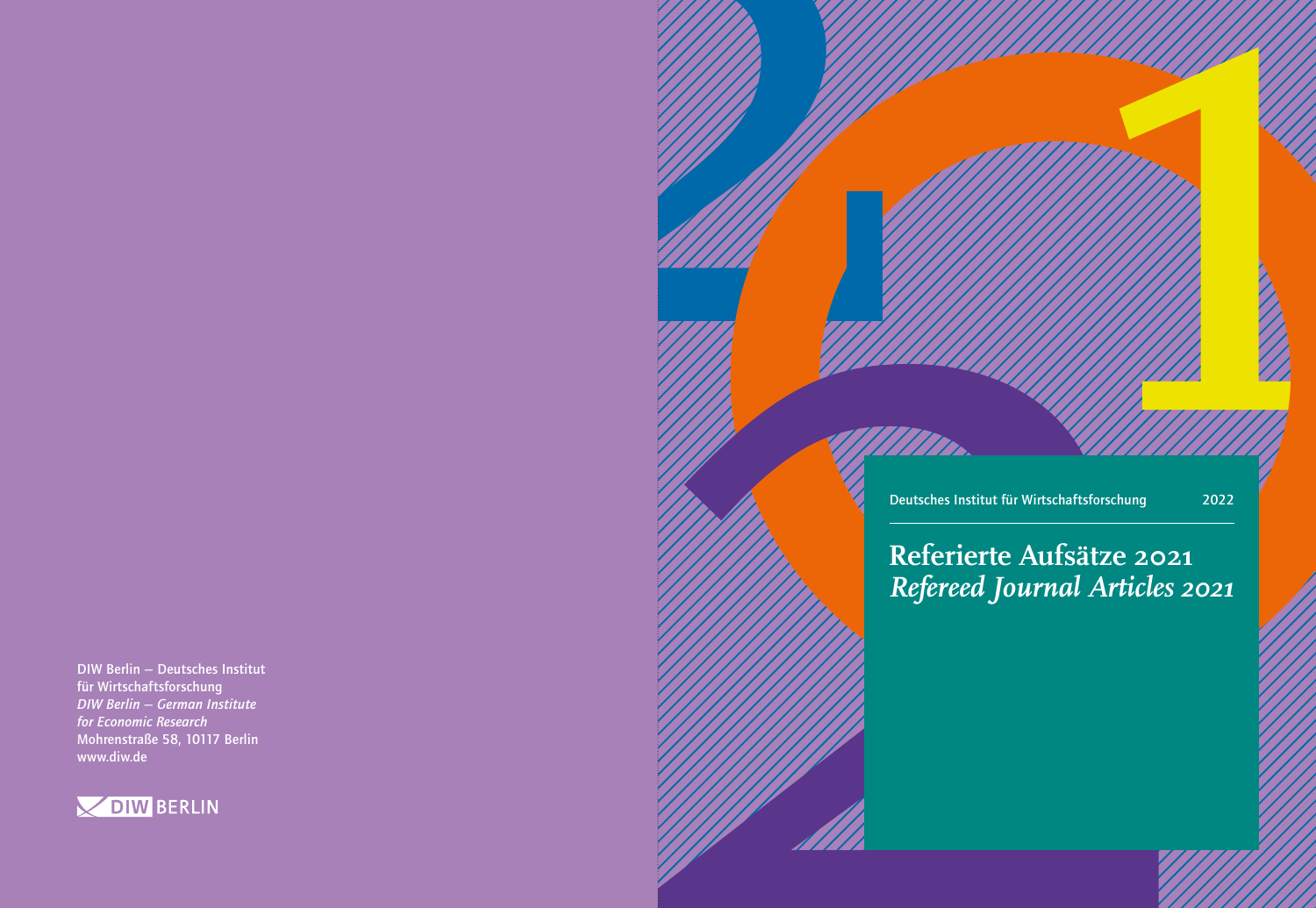Deutsches Institut für Wirtschaftsforschung 2022

# Referierte Aufsätze 2021
# *Refereed Journal Articles 2021*

DIW Berlin — Deutsches Institut für Wirtschaftsforschung
*DIW Berlin — German Institute for Economic Research*
Mohrenstraße 58, 10117 Berlin
www.diw.de

DIW BERLIN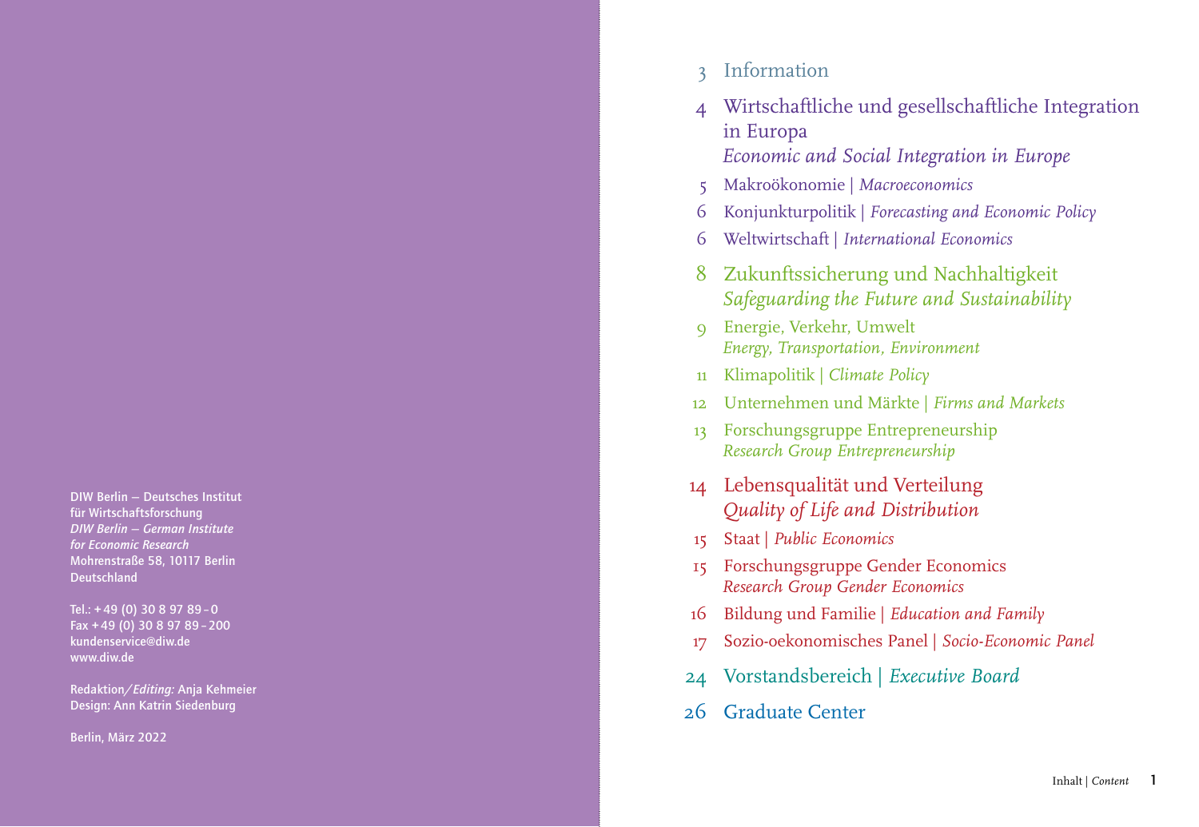DIW Berlin — Deutsches Institut für Wirtschaftsforschung
*DIW Berlin — German Institute for Economic Research*
Mohrenstraße 58, 10117 Berlin
Deutschland

Tel.: +49 (0) 30 8 97 89 – 0
Fax +49 (0) 30 8 97 89 – 200
kundenservice@diw.de
www.diw.de

Redaktion/*Editing:* Anja Kehmeier
Design: Ann Katrin Siedenburg

Berlin, März 2022

# Inhalt | *Content*

3 Information

4 Wirtschaftliche und gesellschaftliche Integration in Europa
*Economic and Social Integration in Europe*

5 Makroökonomie | *Macroeconomics*

6 Konjunkturpolitik | *Forecasting and Economic Policy*

6 Weltwirtschaft | *International Economics*

8 Zukunftssicherung und Nachhaltigkeit
*Safeguarding the Future and Sustainability*

9 Energie, Verkehr, Umwelt
*Energy, Transportation, Environment*

11 Klimapolitik | *Climate Policy*

12 Unternehmen und Märkte | *Firms and Markets*

13 Forschungsgruppe Entrepreneurship
*Research Group Entrepreneurship*

14 Lebensqualität und Verteilung
*Quality of Life and Distribution*

15 Staat | *Public Economics*

15 Forschungsgruppe Gender Economics
*Research Group Gender Economics*

16 Bildung und Familie | *Education and Family*

17 Sozio-oekonomisches Panel | *Socio-Economic Panel*

24 Vorstandsbereich | *Executive Board*

26 Graduate Center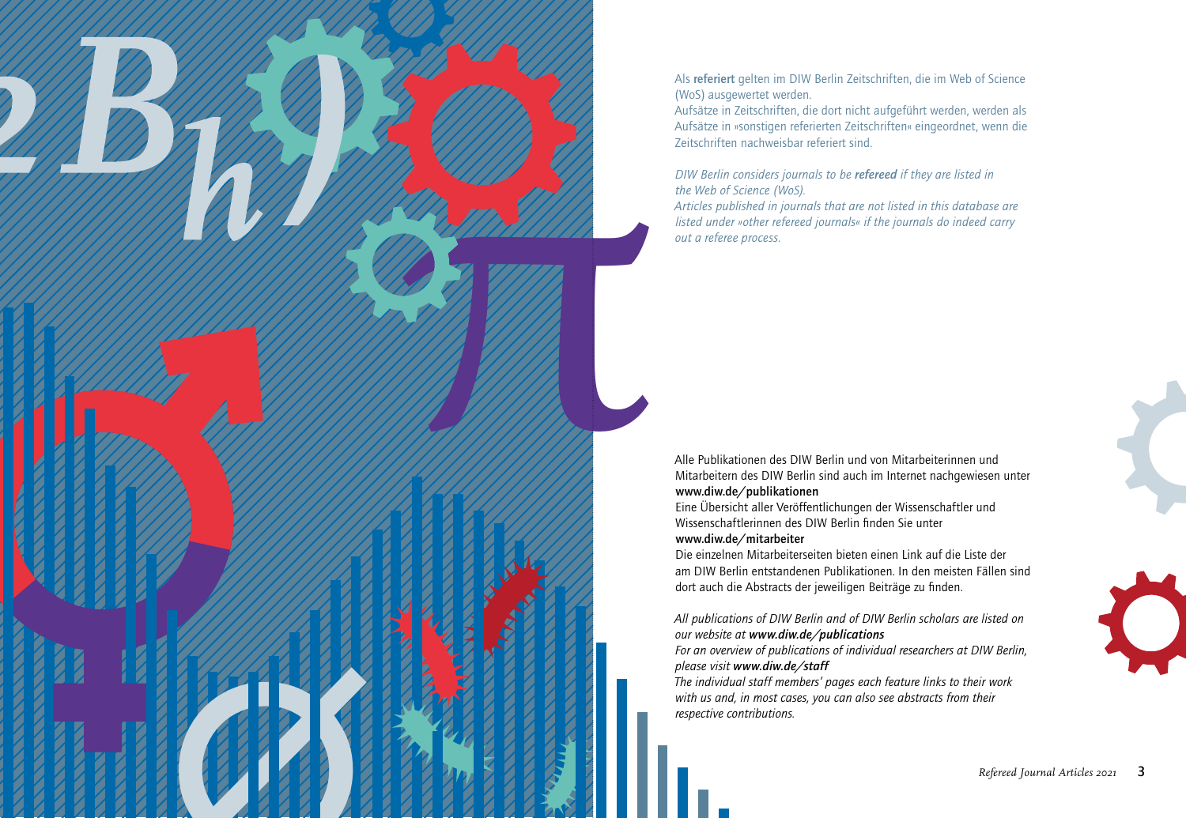Als **referiert** gelten im DIW Berlin Zeitschriften, die im Web of Science (WoS) ausgewertet werden.
Aufsätze in Zeitschriften, die dort nicht aufgeführt werden, werden als Aufsätze in »sonstigen referierten Zeitschriften« eingeordnet, wenn die Zeitschriften nachweisbar referiert sind.

*DIW Berlin considers journals to be **refereed** if they are listed in the Web of Science (WoS).*
*Articles published in journals that are not listed in this database are listed under »other refereed journals« if the journals do indeed carry out a referee process.*

Alle Publikationen des DIW Berlin und von Mitarbeiterinnen und Mitarbeitern des DIW Berlin sind auch im Internet nachgewiesen unter **www.diw.de/publikationen**
Eine Übersicht aller Veröffentlichungen der Wissenschaftler und Wissenschaftlerinnen des DIW Berlin finden Sie unter **www.diw.de/mitarbeiter**
Die einzelnen Mitarbeiterseiten bieten einen Link auf die Liste der am DIW Berlin entstandenen Publikationen. In den meisten Fällen sind dort auch die Abstracts der jeweiligen Beiträge zu finden.

*All publications of DIW Berlin and of DIW Berlin scholars are listed on our website at **www.diw.de/publications***
*For an overview of publications of individual researchers at DIW Berlin, please visit **www.diw.de/staff***
*The individual staff members' pages each feature links to their work with us and, in most cases, you can also see abstracts from their respective contributions.*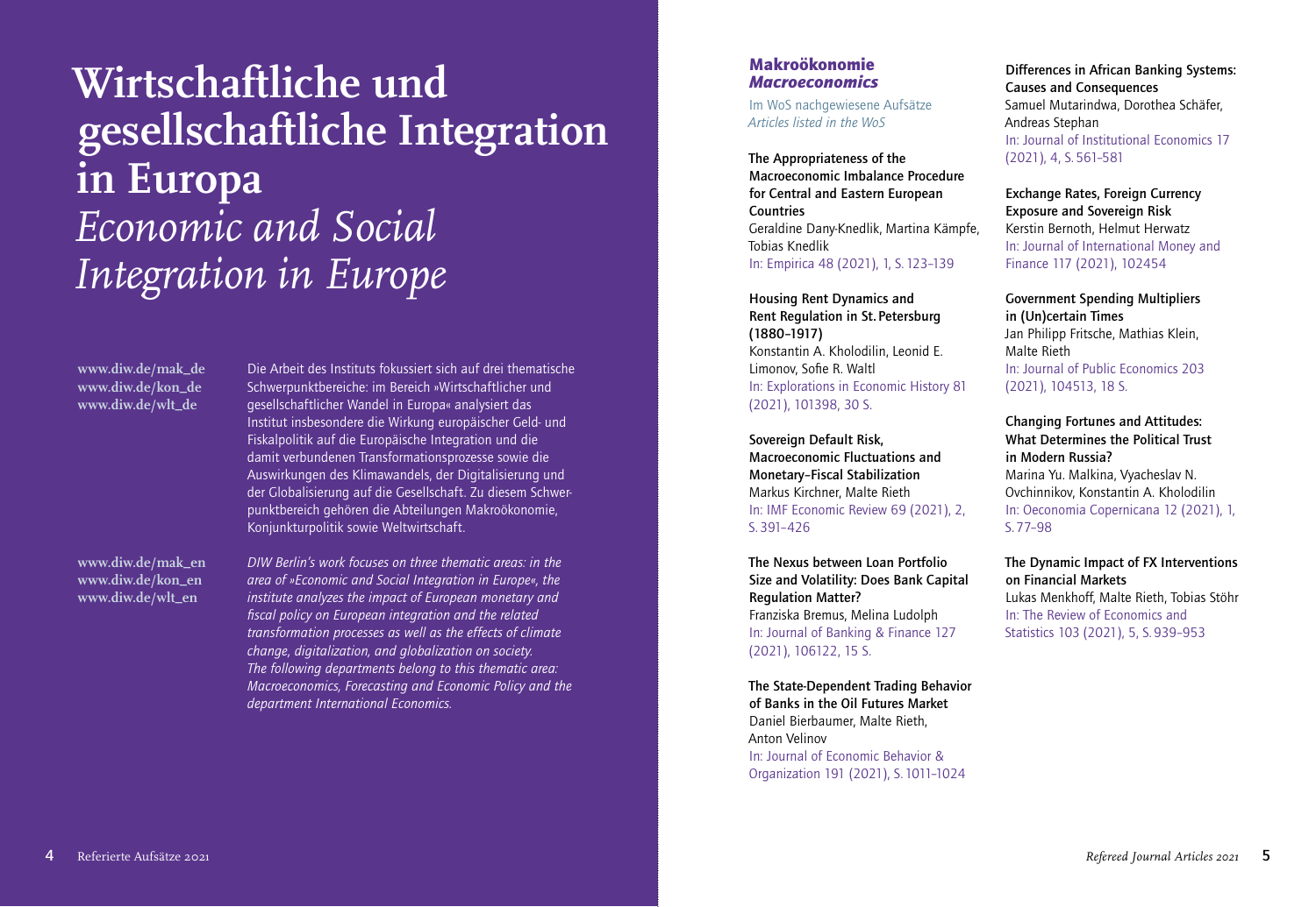# Wirtschaftliche und gesellschaftliche Integration in Europa

# *Economic and Social Integration in Europe*

www.diw.de/mak_de
www.diw.de/kon_de
www.diw.de/wlt_de

Die Arbeit des Instituts fokussiert sich auf drei thematische Schwerpunktbereiche: im Bereich »Wirtschaftlicher und gesellschaftlicher Wandel in Europa« analysiert das Institut insbesondere die Wirkung europäischer Geld- und Fiskalpolitik auf die Europäische Integration und die damit verbundenen Transformationsprozesse sowie die Auswirkungen des Klimawandels, der Digitalisierung und der Globalisierung auf die Gesellschaft. Zu diesem Schwerpunktbereich gehören die Abteilungen Makroökonomie, Konjunkturpolitik sowie Weltwirtschaft.

www.diw.de/mak_en
www.diw.de/kon_en
www.diw.de/wlt_en

*DIW Berlin's work focuses on three thematic areas: in the area of »Economic and Social Integration in Europe«, the institute analyzes the impact of European monetary and fiscal policy on European integration and the related transformation processes as well as the effects of climate change, digitalization, and globalization on society. The following departments belong to this thematic area: Macroeconomics, Forecasting and Economic Policy and the department International Economics.*

## Makroökonomie
## *Macroeconomics*

Im WoS nachgewiesene Aufsätze
*Articles listed in the WoS*

**The Appropriateness of the Macroeconomic Imbalance Procedure for Central and Eastern European Countries**
Geraldine Dany-Knedlik, Martina Kämpfe, Tobias Knedlik
In: Empirica 48 (2021), 1, S. 123–139

**Housing Rent Dynamics and Rent Regulation in St. Petersburg (1880–1917)**
Konstantin A. Kholodilin, Leonid E. Limonov, Sofie R. Waltl
In: Explorations in Economic History 81 (2021), 101398, 30 S.

**Sovereign Default Risk, Macroeconomic Fluctuations and Monetary–Fiscal Stabilization**
Markus Kirchner, Malte Rieth
In: IMF Economic Review 69 (2021), 2, S. 391–426

**The Nexus between Loan Portfolio Size and Volatility: Does Bank Capital Regulation Matter?**
Franziska Bremus, Melina Ludolph
In: Journal of Banking & Finance 127 (2021), 106122, 15 S.

**The State-Dependent Trading Behavior of Banks in the Oil Futures Market**
Daniel Bierbaumer, Malte Rieth, Anton Velinov
In: Journal of Economic Behavior & Organization 191 (2021), S. 1011–1024

**Differences in African Banking Systems: Causes and Consequences**
Samuel Mutarindwa, Dorothea Schäfer, Andreas Stephan
In: Journal of Institutional Economics 17 (2021), 4, S. 561–581

**Exchange Rates, Foreign Currency Exposure and Sovereign Risk**
Kerstin Bernoth, Helmut Herwatz
In: Journal of International Money and Finance 117 (2021), 102454

**Government Spending Multipliers in (Un)certain Times**
Jan Philipp Fritsche, Mathias Klein, Malte Rieth
In: Journal of Public Economics 203 (2021), 104513, 18 S.

**Changing Fortunes and Attitudes: What Determines the Political Trust in Modern Russia?**
Marina Yu. Malkina, Vyacheslav N. Ovchinnikov, Konstantin A. Kholodilin
In: Oeconomia Copernicana 12 (2021), 1, S. 77–98

**The Dynamic Impact of FX Interventions on Financial Markets**
Lukas Menkhoff, Malte Rieth, Tobias Stöhr
In: The Review of Economics and Statistics 103 (2021), 5, S. 939–953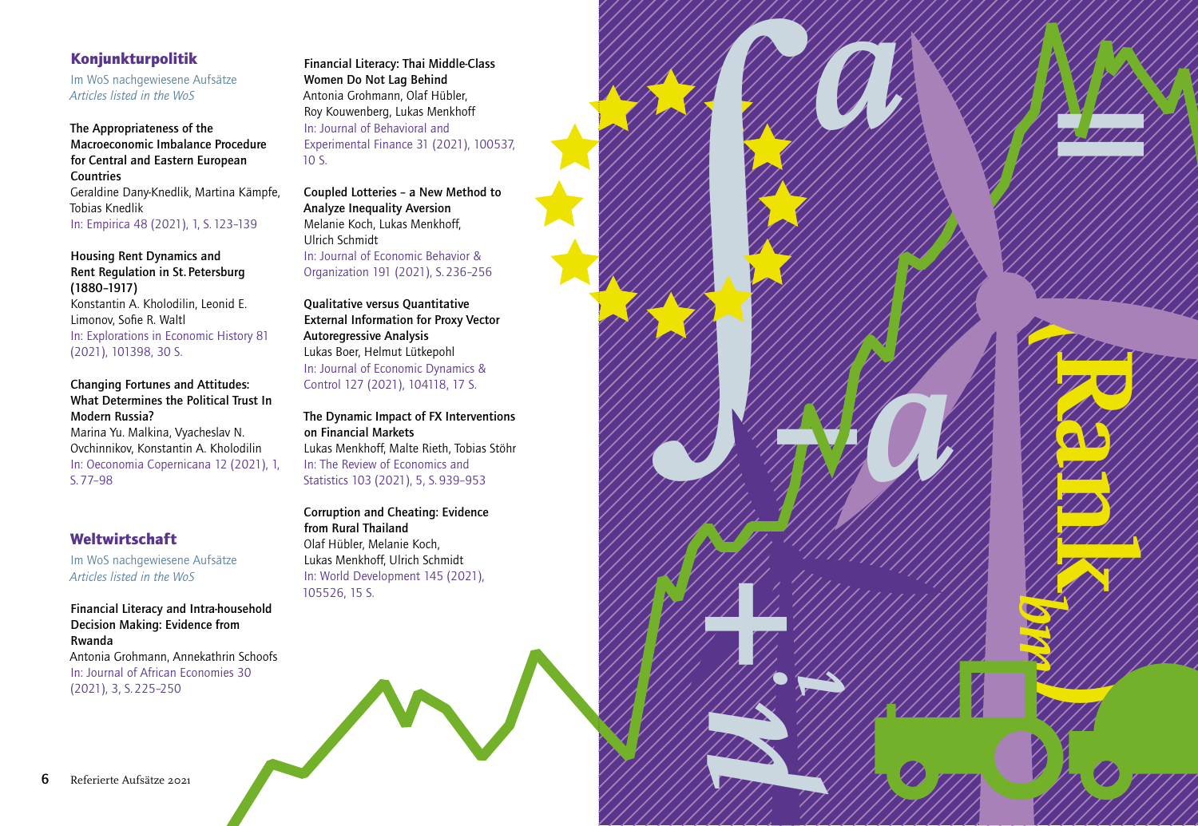## Konjunkturpolitik

Im WoS nachgewiesene Aufsätze
*Articles listed in the WoS*

**The Appropriateness of the Macroeconomic Imbalance Procedure for Central and Eastern European Countries**
Geraldine Dany-Knedlik, Martina Kämpfe, Tobias Knedlik
In: Empirica 48 (2021), 1, S. 123–139

**Housing Rent Dynamics and Rent Regulation in St. Petersburg (1880–1917)**
Konstantin A. Kholodilin, Leonid E. Limonov, Sofie R. Waltl
In: Explorations in Economic History 81 (2021), 101398, 30 S.

**Changing Fortunes and Attitudes: What Determines the Political Trust In Modern Russia?**
Marina Yu. Malkina, Vyacheslav N. Ovchinnikov, Konstantin A. Kholodilin
In: Oeconomia Copernicana 12 (2021), 1, S. 77–98

## Weltwirtschaft

Im WoS nachgewiesene Aufsätze
*Articles listed in the WoS*

**Financial Literacy and Intra-household Decision Making: Evidence from Rwanda**
Antonia Grohmann, Annekathrin Schoofs
In: Journal of African Economies 30 (2021), 3, S. 225–250

**Financial Literacy: Thai Middle-Class Women Do Not Lag Behind**
Antonia Grohmann, Olaf Hübler, Roy Kouwenberg, Lukas Menkhoff
In: Journal of Behavioral and Experimental Finance 31 (2021), 100537, 10 S.

**Coupled Lotteries – a New Method to Analyze Inequality Aversion**
Melanie Koch, Lukas Menkhoff, Ulrich Schmidt
In: Journal of Economic Behavior & Organization 191 (2021), S. 236–256

**Qualitative versus Quantitative External Information for Proxy Vector Autoregressive Analysis**
Lukas Boer, Helmut Lütkepohl
In: Journal of Economic Dynamics & Control 127 (2021), 104118, 17 S.

**The Dynamic Impact of FX Interventions on Financial Markets**
Lukas Menkhoff, Malte Rieth, Tobias Stöhr
In: The Review of Economics and Statistics 103 (2021), 5, S. 939–953

**Corruption and Cheating: Evidence from Rural Thailand**
Olaf Hübler, Melanie Koch, Lukas Menkhoff, Ulrich Schmidt
In: World Development 145 (2021), 105526, 15 S.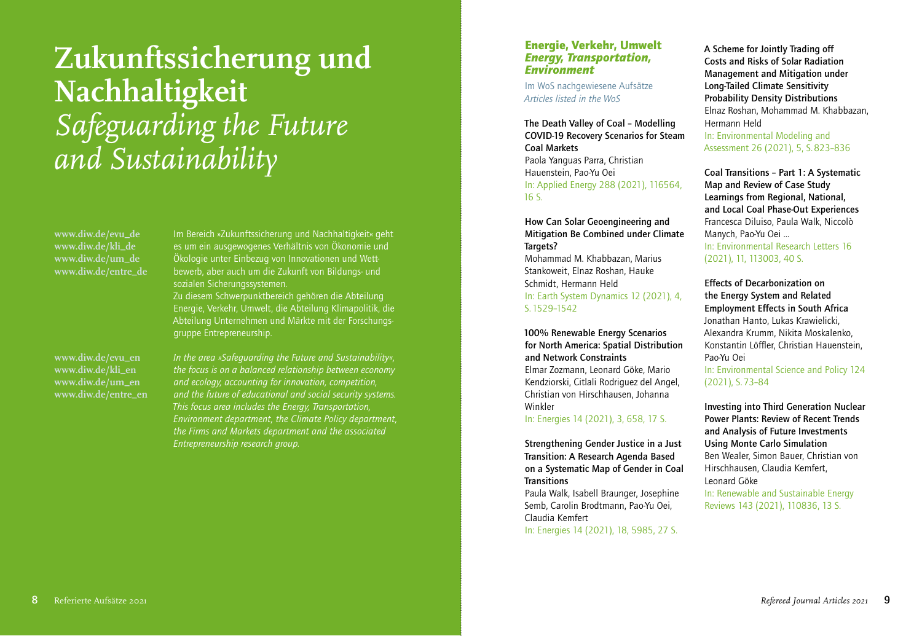# Zukunftssicherung und Nachhaltigkeit
# *Safeguarding the Future and Sustainability*

www.diw.de/evu_de
www.diw.de/kli_de
www.diw.de/um_de
www.diw.de/entre_de

Im Bereich »Zukunftssicherung und Nachhaltigkeit« geht es um ein ausgewogenes Verhältnis von Ökonomie und Ökologie unter Einbezug von Innovationen und Wettbewerb, aber auch um die Zukunft von Bildungs- und sozialen Sicherungssystemen.
Zu diesem Schwerpunktbereich gehören die Abteilung Energie, Verkehr, Umwelt, die Abteilung Klimapolitik, die Abteilung Unternehmen und Märkte mit der Forschungsgruppe Entrepreneurship.

www.diw.de/evu_en
www.diw.de/kli_en
www.diw.de/um_en
www.diw.de/entre_en

*In the area »Safeguarding the Future and Sustainability«, the focus is on a balanced relationship between economy and ecology, accounting for innovation, competition, and the future of educational and social security systems. This focus area includes the Energy, Transportation, Environment department, the Climate Policy department, the Firms and Markets department and the associated Entrepreneurship research group.*

## Energie, Verkehr, Umwelt
## *Energy, Transportation, Environment*

Im WoS nachgewiesene Aufsätze
*Articles listed in the WoS*

**The Death Valley of Coal – Modelling COVID-19 Recovery Scenarios for Steam Coal Markets**
Paola Yanguas Parra, Christian Hauenstein, Pao-Yu Oei
In: Applied Energy 288 (2021), 116564, 16 S.

**How Can Solar Geoengineering and Mitigation Be Combined under Climate Targets?**
Mohammad M. Khabbazan, Marius Stankoweit, Elnaz Roshan, Hauke Schmidt, Hermann Held
In: Earth System Dynamics 12 (2021), 4, S. 1529–1542

**100% Renewable Energy Scenarios for North America: Spatial Distribution and Network Constraints**
Elmar Zozmann, Leonard Göke, Mario Kendziorski, Citlali Rodriguez del Angel, Christian von Hirschhausen, Johanna Winkler
In: Energies 14 (2021), 3, 658, 17 S.

**Strengthening Gender Justice in a Just Transition: A Research Agenda Based on a Systematic Map of Gender in Coal Transitions**
Paula Walk, Isabell Braunger, Josephine Semb, Carolin Brodtmann, Pao-Yu Oei, Claudia Kemfert
In: Energies 14 (2021), 18, 5985, 27 S.

**A Scheme for Jointly Trading off Costs and Risks of Solar Radiation Management and Mitigation under Long-Tailed Climate Sensitivity Probability Density Distributions**
Elnaz Roshan, Mohammad M. Khabbazan, Hermann Held
In: Environmental Modeling and Assessment 26 (2021), 5, S. 823–836

**Coal Transitions – Part 1: A Systematic Map and Review of Case Study Learnings from Regional, National, and Local Coal Phase-Out Experiences**
Francesca Diluiso, Paula Walk, Niccolò Manych, Pao-Yu Oei …
In: Environmental Research Letters 16 (2021), 11, 113003, 40 S.

**Effects of Decarbonization on the Energy System and Related Employment Effects in South Africa**
Jonathan Hanto, Lukas Krawielicki, Alexandra Krumm, Nikita Moskalenko, Konstantin Löffler, Christian Hauenstein, Pao-Yu Oei
In: Environmental Science and Policy 124 (2021), S. 73–84

**Investing into Third Generation Nuclear Power Plants: Review of Recent Trends and Analysis of Future Investments Using Monte Carlo Simulation**
Ben Wealer, Simon Bauer, Christian von Hirschhausen, Claudia Kemfert, Leonard Göke
In: Renewable and Sustainable Energy Reviews 143 (2021), 110836, 13 S.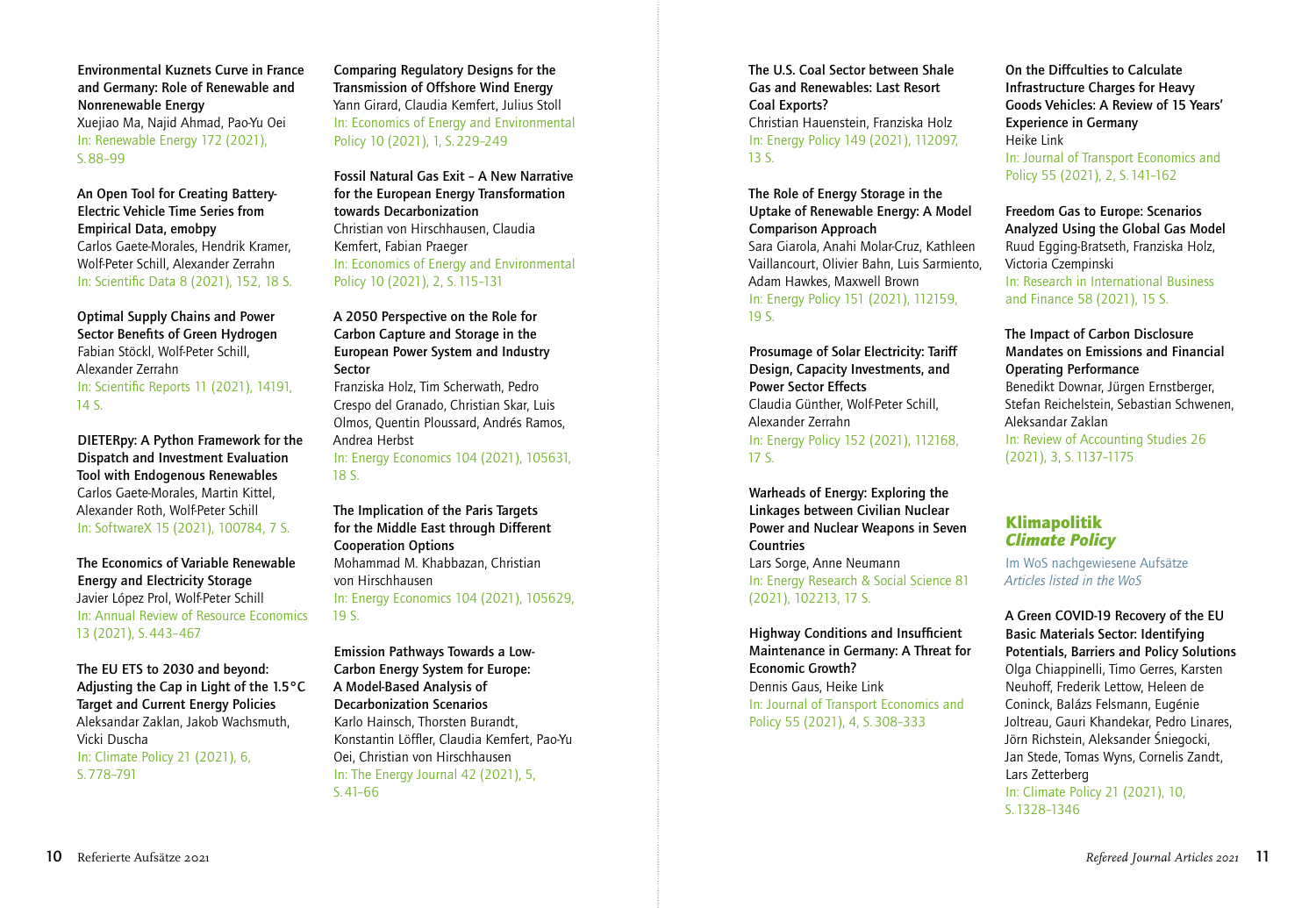**Environmental Kuznets Curve in France and Germany: Role of Renewable and Nonrenewable Energy**
Xuejiao Ma, Najid Ahmad, Pao-Yu Oei
In: Renewable Energy 172 (2021), S. 88–99

**An Open Tool for Creating Battery-Electric Vehicle Time Series from Empirical Data, emobpy**
Carlos Gaete-Morales, Hendrik Kramer, Wolf-Peter Schill, Alexander Zerrahn
In: Scientific Data 8 (2021), 152, 18 S.

**Optimal Supply Chains and Power Sector Benefits of Green Hydrogen**
Fabian Stöckl, Wolf-Peter Schill, Alexander Zerrahn
In: Scientific Reports 11 (2021), 14191, 14 S.

**DIETERpy: A Python Framework for the Dispatch and Investment Evaluation Tool with Endogenous Renewables**
Carlos Gaete-Morales, Martin Kittel, Alexander Roth, Wolf-Peter Schill
In: SoftwareX 15 (2021), 100784, 7 S.

**The Economics of Variable Renewable Energy and Electricity Storage**
Javier López Prol, Wolf-Peter Schill
In: Annual Review of Resource Economics 13 (2021), S. 443–467

**The EU ETS to 2030 and beyond: Adjusting the Cap in Light of the 1.5°C Target and Current Energy Policies**
Aleksandar Zaklan, Jakob Wachsmuth, Vicki Duscha
In: Climate Policy 21 (2021), 6, S. 778–791

**Comparing Regulatory Designs for the Transmission of Offshore Wind Energy**
Yann Girard, Claudia Kemfert, Julius Stoll
In: Economics of Energy and Environmental Policy 10 (2021), 1, S. 229–249

**Fossil Natural Gas Exit – A New Narrative for the European Energy Transformation towards Decarbonization**
Christian von Hirschhausen, Claudia Kemfert, Fabian Praeger
In: Economics of Energy and Environmental Policy 10 (2021), 2, S. 115–131

**A 2050 Perspective on the Role for Carbon Capture and Storage in the European Power System and Industry Sector**
Franziska Holz, Tim Scherwath, Pedro Crespo del Granado, Christian Skar, Luis Olmos, Quentin Ploussard, Andrés Ramos, Andrea Herbst
In: Energy Economics 104 (2021), 105631, 18 S.

**The Implication of the Paris Targets for the Middle East through Different Cooperation Options**
Mohammad M. Khabbazan, Christian von Hirschhausen
In: Energy Economics 104 (2021), 105629, 19 S.

**Emission Pathways Towards a Low-Carbon Energy System for Europe: A Model-Based Analysis of Decarbonization Scenarios**
Karlo Hainsch, Thorsten Burandt, Konstantin Löffler, Claudia Kemfert, Pao-Yu Oei, Christian von Hirschhausen
In: The Energy Journal 42 (2021), 5, S. 41–66

**The U.S. Coal Sector between Shale Gas and Renewables: Last Resort Coal Exports?**
Christian Hauenstein, Franziska Holz
In: Energy Policy 149 (2021), 112097, 13 S.

**The Role of Energy Storage in the Uptake of Renewable Energy: A Model Comparison Approach**
Sara Giarola, Anahi Molar-Cruz, Kathleen Vaillancourt, Olivier Bahn, Luis Sarmiento, Adam Hawkes, Maxwell Brown
In: Energy Policy 151 (2021), 112159, 19 S.

**Prosumage of Solar Electricity: Tariff Design, Capacity Investments, and Power Sector Effects**
Claudia Günther, Wolf-Peter Schill, Alexander Zerrahn
In: Energy Policy 152 (2021), 112168, 17 S.

**Warheads of Energy: Exploring the Linkages between Civilian Nuclear Power and Nuclear Weapons in Seven Countries**
Lars Sorge, Anne Neumann
In: Energy Research & Social Science 81 (2021), 102213, 17 S.

**Highway Conditions and Insufficient Maintenance in Germany: A Threat for Economic Growth?**
Dennis Gaus, Heike Link
In: Journal of Transport Economics and Policy 55 (2021), 4, S. 308–333

**On the Diffculties to Calculate Infrastructure Charges for Heavy Goods Vehicles: A Review of 15 Years' Experience in Germany**
Heike Link
In: Journal of Transport Economics and Policy 55 (2021), 2, S. 141–162

**Freedom Gas to Europe: Scenarios Analyzed Using the Global Gas Model**
Ruud Egging-Bratseth, Franziska Holz, Victoria Czempinski
In: Research in International Business and Finance 58 (2021), 15 S.

**The Impact of Carbon Disclosure Mandates on Emissions and Financial Operating Performance**
Benedikt Downar, Jürgen Ernstberger, Stefan Reichelstein, Sebastian Schwenen, Aleksandar Zaklan
In: Review of Accounting Studies 26 (2021), 3, S. 1137–1175

## Klimapolitik
## *Climate Policy*

Im WoS nachgewiesene Aufsätze
*Articles listed in the WoS*

**A Green COVID-19 Recovery of the EU Basic Materials Sector: Identifying Potentials, Barriers and Policy Solutions**
Olga Chiappinelli, Timo Gerres, Karsten Neuhoff, Frederik Lettow, Heleen de Coninck, Balázs Felsmann, Eugénie Joltreau, Gauri Khandekar, Pedro Linares, Jörn Richstein, Aleksander Śniegocki, Jan Stede, Tomas Wyns, Cornelis Zandt, Lars Zetterberg
In: Climate Policy 21 (2021), 10, S. 1328–1346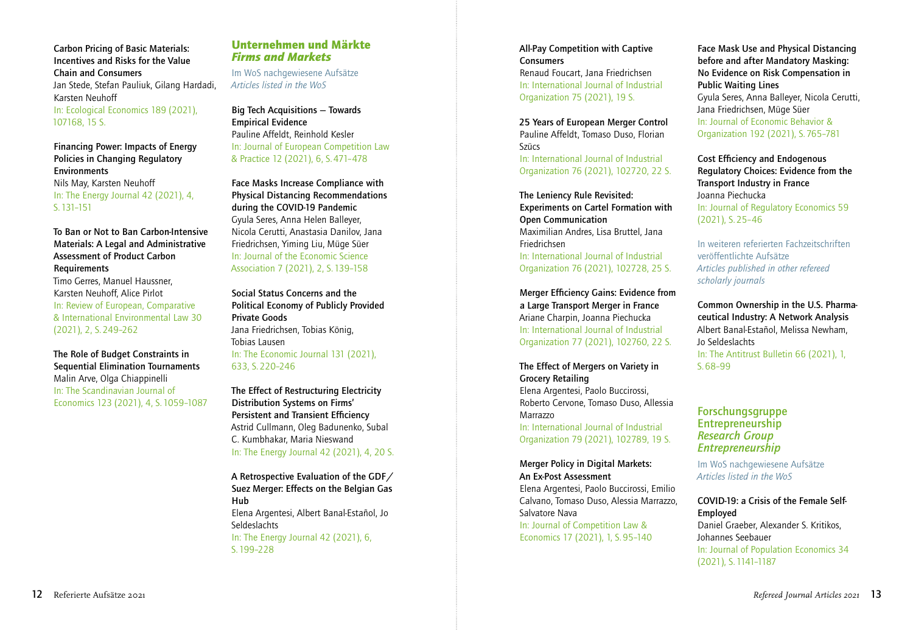**Carbon Pricing of Basic Materials: Incentives and Risks for the Value Chain and Consumers**
Jan Stede, Stefan Pauliuk, Gilang Hardadi, Karsten Neuhoff
In: Ecological Economics 189 (2021), 107168, 15 S.

**Financing Power: Impacts of Energy Policies in Changing Regulatory Environments**
Nils May, Karsten Neuhoff
In: The Energy Journal 42 (2021), 4, S. 131–151

**To Ban or Not to Ban Carbon-Intensive Materials: A Legal and Administrative Assessment of Product Carbon Requirements**
Timo Gerres, Manuel Haussner, Karsten Neuhoff, Alice Pirlot
In: Review of European, Comparative & International Environmental Law 30 (2021), 2, S. 249–262

**The Role of Budget Constraints in Sequential Elimination Tournaments**
Malin Arve, Olga Chiappinelli
In: The Scandinavian Journal of Economics 123 (2021), 4, S. 1059–1087

## Unternehmen und Märkte
## *Firms and Markets*

Im WoS nachgewiesene Aufsätze
*Articles listed in the WoS*

**Big Tech Acquisitions – Towards Empirical Evidence**
Pauline Affeldt, Reinhold Kesler
In: Journal of European Competition Law & Practice 12 (2021), 6, S. 471–478

**Face Masks Increase Compliance with Physical Distancing Recommendations during the COVID-19 Pandemic**
Gyula Seres, Anna Helen Balleyer, Nicola Cerutti, Anastasia Danilov, Jana Friedrichsen, Yiming Liu, Müge Süer
In: Journal of the Economic Science Association 7 (2021), 2, S. 139–158

**Social Status Concerns and the Political Economy of Publicly Provided Private Goods**
Jana Friedrichsen, Tobias König, Tobias Lausen
In: The Economic Journal 131 (2021), 633, S. 220–246

**The Effect of Restructuring Electricity Distribution Systems on Firms' Persistent and Transient Efficiency**
Astrid Cullmann, Oleg Badunenko, Subal C. Kumbhakar, Maria Nieswand
In: The Energy Journal 42 (2021), 4, 20 S.

**A Retrospective Evaluation of the GDF/Suez Merger: Effects on the Belgian Gas Hub**
Elena Argentesi, Albert Banal-Estañol, Jo Seldeslachts
In: The Energy Journal 42 (2021), 6, S. 199–228

**All-Pay Competition with Captive Consumers**
Renaud Foucart, Jana Friedrichsen
In: International Journal of Industrial Organization 75 (2021), 19 S.

**25 Years of European Merger Control**
Pauline Affeldt, Tomaso Duso, Florian Szücs
In: International Journal of Industrial Organization 76 (2021), 102720, 22 S.

**The Leniency Rule Revisited: Experiments on Cartel Formation with Open Communication**
Maximilian Andres, Lisa Bruttel, Jana Friedrichsen
In: International Journal of Industrial Organization 76 (2021), 102728, 25 S.

**Merger Efficiency Gains: Evidence from a Large Transport Merger in France**
Ariane Charpin, Joanna Piechucka
In: International Journal of Industrial Organization 77 (2021), 102760, 22 S.

**The Effect of Mergers on Variety in Grocery Retailing**
Elena Argentesi, Paolo Buccirossi, Roberto Cervone, Tomaso Duso, Allessia Marrazzo
In: International Journal of Industrial Organization 79 (2021), 102789, 19 S.

**Merger Policy in Digital Markets: An Ex-Post Assessment**
Elena Argentesi, Paolo Buccirossi, Emilio Calvano, Tomaso Duso, Alessia Marrazzo, Salvatore Nava
In: Journal of Competition Law & Economics 17 (2021), 1, S. 95–140

**Face Mask Use and Physical Distancing before and after Mandatory Masking: No Evidence on Risk Compensation in Public Waiting Lines**
Gyula Seres, Anna Balleyer, Nicola Cerutti, Jana Friedrichsen, Müge Süer
In: Journal of Economic Behavior & Organization 192 (2021), S. 765–781

**Cost Efficiency and Endogenous Regulatory Choices: Evidence from the Transport Industry in France**
Joanna Piechucka
In: Journal of Regulatory Economics 59 (2021), S. 25–46

In weiteren referierten Fachzeitschriften veröffentlichte Aufsätze
*Articles published in other refereed scholarly journals*

**Common Ownership in the U.S. Pharmaceutical Industry: A Network Analysis**
Albert Banal-Estañol, Melissa Newham, Jo Seldeslachts
In: The Antitrust Bulletin 66 (2021), 1, S. 68–99

## Forschungsgruppe Entrepreneurship
## *Research Group Entrepreneurship*

Im WoS nachgewiesene Aufsätze
*Articles listed in the WoS*

**COVID-19: a Crisis of the Female Self-Employed**
Daniel Graeber, Alexander S. Kritikos, Johannes Seebauer
In: Journal of Population Economics 34 (2021), S. 1141–1187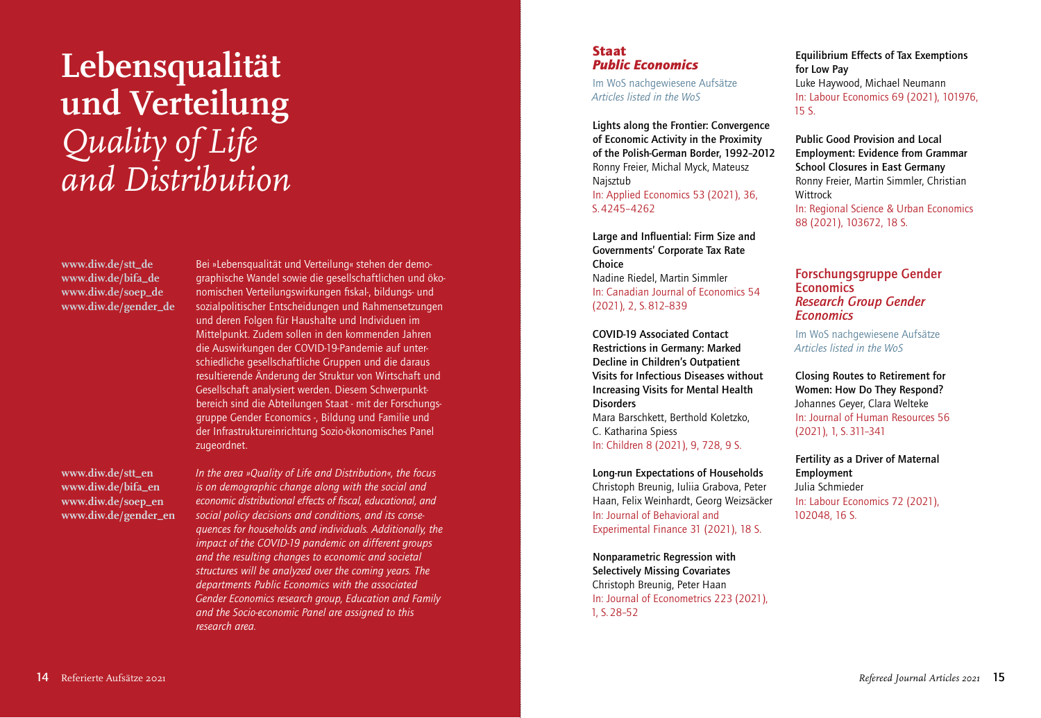# Lebensqualität und Verteilung *Quality of Life and Distribution*

www.diw.de/stt_de
www.diw.de/bifa_de
www.diw.de/soep_de
www.diw.de/gender_de

Bei »Lebensqualität und Verteilung« stehen der demographische Wandel sowie die gesellschaftlichen und ökonomischen Verteilungswirkungen fiskal-, bildungs- und sozialpolitischer Entscheidungen und Rahmensetzungen und deren Folgen für Haushalte und Individuen im Mittelpunkt. Zudem sollen in den kommenden Jahren die Auswirkungen der COVID-19-Pandemie auf unterschiedliche gesellschaftliche Gruppen und die daraus resultierende Änderung der Struktur von Wirtschaft und Gesellschaft analysiert werden. Diesem Schwerpunktbereich sind die Abteilungen Staat - mit der Forschungsgruppe Gender Economics -, Bildung und Familie und der Infrastruktureinrichtung Sozio-ökonomisches Panel zugeordnet.

www.diw.de/stt_en
www.diw.de/bifa_en
www.diw.de/soep_en
www.diw.de/gender_en

*In the area »Quality of Life and Distribution«, the focus is on demographic change along with the social and economic distributional effects of fiscal, educational, and social policy decisions and conditions, and its consequences for households and individuals. Additionally, the impact of the COVID-19 pandemic on different groups and the resulting changes to economic and societal structures will be analyzed over the coming years. The departments Public Economics with the associated Gender Economics research group, Education and Family and the Socio-economic Panel are assigned to this research area.*

## Staat *Public Economics*

Im WoS nachgewiesene Aufsätze
*Articles listed in the WoS*

**Lights along the Frontier: Convergence of Economic Activity in the Proximity of the Polish-German Border, 1992–2012**
Ronny Freier, Michal Myck, Mateusz Najsztub
In: Applied Economics 53 (2021), 36, S. 4245–4262

**Large and Influential: Firm Size and Governments' Corporate Tax Rate Choice**
Nadine Riedel, Martin Simmler
In: Canadian Journal of Economics 54 (2021), 2, S. 812–839

**COVID-19 Associated Contact Restrictions in Germany: Marked Decline in Children's Outpatient Visits for Infectious Diseases without Increasing Visits for Mental Health Disorders**
Mara Barschkett, Berthold Koletzko, C. Katharina Spiess
In: Children 8 (2021), 9, 728, 9 S.

**Long-run Expectations of Households**
Christoph Breunig, Iuliia Grabova, Peter Haan, Felix Weinhardt, Georg Weizsäcker
In: Journal of Behavioral and Experimental Finance 31 (2021), 18 S.

**Nonparametric Regression with Selectively Missing Covariates**
Christoph Breunig, Peter Haan
In: Journal of Econometrics 223 (2021), 1, S. 28–52

**Equilibrium Effects of Tax Exemptions for Low Pay**
Luke Haywood, Michael Neumann
In: Labour Economics 69 (2021), 101976, 15 S.

**Public Good Provision and Local Employment: Evidence from Grammar School Closures in East Germany**
Ronny Freier, Martin Simmler, Christian Wittrock
In: Regional Science & Urban Economics 88 (2021), 103672, 18 S.

## Forschungsgruppe Gender Economics *Research Group Gender Economics*

Im WoS nachgewiesene Aufsätze
*Articles listed in the WoS*

**Closing Routes to Retirement for Women: How Do They Respond?**
Johannes Geyer, Clara Welteke
In: Journal of Human Resources 56 (2021), 1, S. 311–341

**Fertility as a Driver of Maternal Employment**
Julia Schmieder
In: Labour Economics 72 (2021), 102048, 16 S.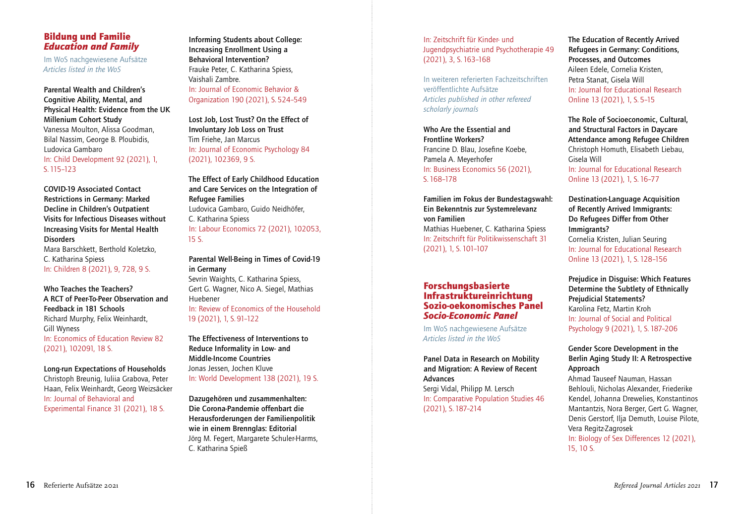## Bildung und Familie
## *Education and Family*

Im WoS nachgewiesene Aufsätze
*Articles listed in the WoS*

**Parental Wealth and Children's Cognitive Ability, Mental, and Physical Health: Evidence from the UK Millenium Cohort Study**
Vanessa Moulton, Alissa Goodman, Bilal Nassim, George B. Ploubidis, Ludovica Gambaro
In: Child Development 92 (2021), 1, S. 115–123

**COVID-19 Associated Contact Restrictions in Germany: Marked Decline in Children's Outpatient Visits for Infectious Diseases without Increasing Visits for Mental Health Disorders**
Mara Barschkett, Berthold Koletzko, C. Katharina Spiess
In: Children 8 (2021), 9, 728, 9 S.

**Who Teaches the Teachers? A RCT of Peer-To-Peer Observation and Feedback in 181 Schools**
Richard Murphy, Felix Weinhardt, Gill Wyness
In: Economics of Education Review 82 (2021), 102091, 18 S.

**Long-run Expectations of Households**
Christoph Breunig, Iuliia Grabova, Peter Haan, Felix Weinhardt, Georg Weizsäcker
In: Journal of Behavioral and Experimental Finance 31 (2021), 18 S.

**Informing Students about College: Increasing Enrollment Using a Behavioral Intervention?**
Frauke Peter, C. Katharina Spiess, Vaishali Zambre.
In: Journal of Economic Behavior & Organization 190 (2021), S. 524–549

**Lost Job, Lost Trust? On the Effect of Involuntary Job Loss on Trust**
Tim Friehe, Jan Marcus
In: Journal of Economic Psychology 84 (2021), 102369, 9 S.

**The Effect of Early Childhood Education and Care Services on the Integration of Refugee Families**
Ludovica Gambaro, Guido Neidhöfer, C. Katharina Spiess
In: Labour Economics 72 (2021), 102053, 15 S.

**Parental Well-Being in Times of Covid-19 in Germany**
Sevrin Waights, C. Katharina Spiess, Gert G. Wagner, Nico A. Siegel, Mathias Huebener
In: Review of Economics of the Household 19 (2021), 1, S. 91–122

**The Effectiveness of Interventions to Reduce Informality in Low- and Middle-Income Countries**
Jonas Jessen, Jochen Kluve
In: World Development 138 (2021), 19 S.

**Dazugehören und zusammenhalten: Die Corona-Pandemie offenbart die Herausforderungen der Familienpolitik wie in einem Brennglas: Editorial**
Jörg M. Fegert, Margarete Schuler-Harms, C. Katharina Spieß
In: Zeitschrift für Kinder- und Jugendpsychiatrie und Psychotherapie 49 (2021), 3, S. 163–168

In weiteren referierten Fachzeitschriften veröffentlichte Aufsätze
*Articles published in other refereed scholarly journals*

**Who Are the Essential and Frontline Workers?**
Francine D. Blau, Josefine Koebe, Pamela A. Meyerhofer
In: Business Economics 56 (2021), S. 168–178

**Familien im Fokus der Bundestagswahl: Ein Bekenntnis zur Systemrelevanz von Familien**
Mathias Huebener, C. Katharina Spiess
In: Zeitschrift für Politikwissenschaft 31 (2021), 1, S. 101–107

## Forschungsbasierte Infrastruktureinrichtung Sozio-oekonomisches Panel
## *Socio-Economic Panel*

Im WoS nachgewiesene Aufsätze
*Articles listed in the WoS*

**Panel Data in Research on Mobility and Migration: A Review of Recent Advances**
Sergi Vidal, Philipp M. Lersch
In: Comparative Population Studies 46 (2021), S. 187–214

**The Education of Recently Arrived Refugees in Germany: Conditions, Processes, and Outcomes**
Aileen Edele, Cornelia Kristen, Petra Stanat, Gisela Will
In: Journal for Educational Research Online 13 (2021), 1, S. 5–15

**The Role of Socioeconomic, Cultural, and Structural Factors in Daycare Attendance among Refugee Children**
Christoph Homuth, Elisabeth Liebau, Gisela Will
In: Journal for Educational Research Online 13 (2021), 1, S. 16–77

**Destination-Language Acquisition of Recently Arrived Immigrants: Do Refugees Differ from Other Immigrants?**
Cornelia Kristen, Julian Seuring
In: Journal for Educational Research Online 13 (2021), 1, S. 128–156

**Prejudice in Disguise: Which Features Determine the Subtlety of Ethnically Prejudicial Statements?**
Karolina Fetz, Martin Kroh
In: Journal of Social and Political Psychology 9 (2021), 1, S. 187–206

**Gender Score Development in the Berlin Aging Study II: A Retrospective Approach**
Ahmad Tauseef Nauman, Hassan Behlouli, Nicholas Alexander, Friederike Kendel, Johanna Drewelies, Konstantinos Mantantzis, Nora Berger, Gert G. Wagner, Denis Gerstorf, Ilja Demuth, Louise Pilote, Vera Regitz-Zagrosek
In: Biology of Sex Differences 12 (2021), 15, 10 S.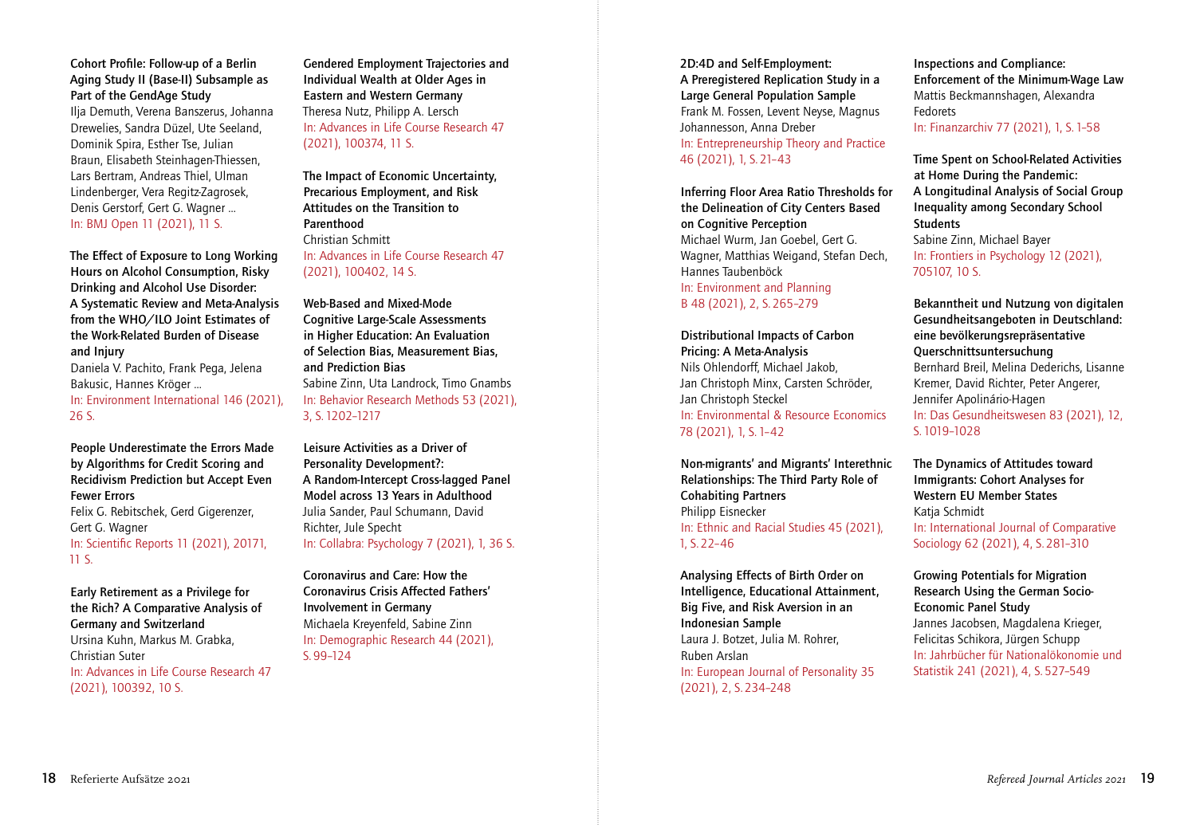**Cohort Profile: Follow-up of a Berlin Aging Study II (Base-II) Subsample as Part of the GendAge Study**
Ilja Demuth, Verena Banszerus, Johanna Drewelies, Sandra Düzel, Ute Seeland, Dominik Spira, Esther Tse, Julian Braun, Elisabeth Steinhagen-Thiessen, Lars Bertram, Andreas Thiel, Ulman Lindenberger, Vera Regitz-Zagrosek, Denis Gerstorf, Gert G. Wagner ...
In: BMJ Open 11 (2021), 11 S.

**The Effect of Exposure to Long Working Hours on Alcohol Consumption, Risky Drinking and Alcohol Use Disorder: A Systematic Review and Meta-Analysis from the WHO/ILO Joint Estimates of the Work-Related Burden of Disease and Injury**
Daniela V. Pachito, Frank Pega, Jelena Bakusic, Hannes Kröger ...
In: Environment International 146 (2021), 26 S.

**People Underestimate the Errors Made by Algorithms for Credit Scoring and Recidivism Prediction but Accept Even Fewer Errors**
Felix G. Rebitschek, Gerd Gigerenzer, Gert G. Wagner
In: Scientific Reports 11 (2021), 20171, 11 S.

**Early Retirement as a Privilege for the Rich? A Comparative Analysis of Germany and Switzerland**
Ursina Kuhn, Markus M. Grabka, Christian Suter
In: Advances in Life Course Research 47 (2021), 100392, 10 S.

**Gendered Employment Trajectories and Individual Wealth at Older Ages in Eastern and Western Germany**
Theresa Nutz, Philipp A. Lersch
In: Advances in Life Course Research 47 (2021), 100374, 11 S.

**The Impact of Economic Uncertainty, Precarious Employment, and Risk Attitudes on the Transition to Parenthood**
Christian Schmitt
In: Advances in Life Course Research 47 (2021), 100402, 14 S.

**Web-Based and Mixed-Mode Cognitive Large-Scale Assessments in Higher Education: An Evaluation of Selection Bias, Measurement Bias, and Prediction Bias**
Sabine Zinn, Uta Landrock, Timo Gnambs
In: Behavior Research Methods 53 (2021), 3, S. 1202–1217

**Leisure Activities as a Driver of Personality Development?: A Random-Intercept Cross-lagged Panel Model across 13 Years in Adulthood**
Julia Sander, Paul Schumann, David Richter, Jule Specht
In: Collabra: Psychology 7 (2021), 1, 36 S.

**Coronavirus and Care: How the Coronavirus Crisis Affected Fathers' Involvement in Germany**
Michaela Kreyenfeld, Sabine Zinn
In: Demographic Research 44 (2021), S. 99–124

**2D:4D and Self-Employment: A Preregistered Replication Study in a Large General Population Sample**
Frank M. Fossen, Levent Neyse, Magnus Johannesson, Anna Dreber
In: Entrepreneurship Theory and Practice 46 (2021), 1, S. 21–43

**Inferring Floor Area Ratio Thresholds for the Delineation of City Centers Based on Cognitive Perception**
Michael Wurm, Jan Goebel, Gert G. Wagner, Matthias Weigand, Stefan Dech, Hannes Taubenböck
In: Environment and Planning B 48 (2021), 2, S. 265–279

**Distributional Impacts of Carbon Pricing: A Meta-Analysis**
Nils Ohlendorff, Michael Jakob, Jan Christoph Minx, Carsten Schröder, Jan Christoph Steckel
In: Environmental & Resource Economics 78 (2021), 1, S. 1–42

**Non-migrants' and Migrants' Interethnic Relationships: The Third Party Role of Cohabiting Partners**
Philipp Eisnecker
In: Ethnic and Racial Studies 45 (2021), 1, S. 22–46

**Analysing Effects of Birth Order on Intelligence, Educational Attainment, Big Five, and Risk Aversion in an Indonesian Sample**
Laura J. Botzet, Julia M. Rohrer, Ruben Arslan
In: European Journal of Personality 35 (2021), 2, S. 234–248

**Inspections and Compliance: Enforcement of the Minimum-Wage Law**
Mattis Beckmannshagen, Alexandra Fedorets
In: Finanzarchiv 77 (2021), 1, S. 1–58

**Time Spent on School-Related Activities at Home During the Pandemic: A Longitudinal Analysis of Social Group Inequality among Secondary School Students**
Sabine Zinn, Michael Bayer
In: Frontiers in Psychology 12 (2021), 705107, 10 S.

**Bekanntheit und Nutzung von digitalen Gesundheitsangeboten in Deutschland: eine bevölkerungsrepräsentative Querschnittsuntersuchung**
Bernhard Breil, Melina Dederichs, Lisanne Kremer, David Richter, Peter Angerer, Jennifer Apolinário-Hagen
In: Das Gesundheitswesen 83 (2021), 12, S. 1019–1028

**The Dynamics of Attitudes toward Immigrants: Cohort Analyses for Western EU Member States**
Katja Schmidt
In: International Journal of Comparative Sociology 62 (2021), 4, S. 281–310

**Growing Potentials for Migration Research Using the German Socio-Economic Panel Study**
Jannes Jacobsen, Magdalena Krieger, Felicitas Schikora, Jürgen Schupp
In: Jahrbücher für Nationalökonomie und Statistik 241 (2021), 4, S. 527–549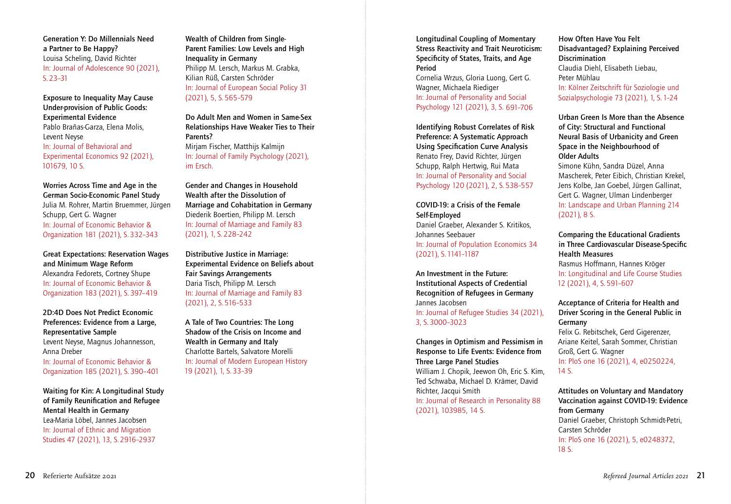**Generation Y: Do Millennials Need a Partner to Be Happy?**
Louisa Scheling, David Richter
In: Journal of Adolescence 90 (2021), S. 23–31

**Exposure to Inequality May Cause Under-provision of Public Goods: Experimental Evidence**
Pablo Brañas-Garza, Elena Molis, Levent Neyse
In: Journal of Behavioral and Experimental Economics 92 (2021), 101679, 10 S.

**Worries Across Time and Age in the German Socio-Economic Panel Study**
Julia M. Rohrer, Martin Bruemmer, Jürgen Schupp, Gert G. Wagner
In: Journal of Economic Behavior & Organization 181 (2021), S. 332–343

**Great Expectations: Reservation Wages and Minimum Wage Reform**
Alexandra Fedorets, Cortney Shupe
In: Journal of Economic Behavior & Organization 183 (2021), S. 397–419

**2D:4D Does Not Predict Economic Preferences: Evidence from a Large, Representative Sample**
Levent Neyse, Magnus Johannesson, Anna Dreber
In: Journal of Economic Behavior & Organization 185 (2021), S. 390–401

**Waiting for Kin: A Longitudinal Study of Family Reunification and Refugee Mental Health in Germany**
Lea-Maria Löbel, Jannes Jacobsen
In: Journal of Ethnic and Migration Studies 47 (2021), 13, S. 2916–2937

**Wealth of Children from Single-Parent Families: Low Levels and High Inequality in Germany**
Philipp M. Lersch, Markus M. Grabka, Kilian Rüß, Carsten Schröder
In: Journal of European Social Policy 31 (2021), 5, S. 565–579

**Do Adult Men and Women in Same-Sex Relationships Have Weaker Ties to Their Parents?**
Mirjam Fischer, Matthijs Kalmijn
In: Journal of Family Psychology (2021), im Ersch.

**Gender and Changes in Household Wealth after the Dissolution of Marriage and Cohabitation in Germany**
Diederik Boertien, Philipp M. Lersch
In: Journal of Marriage and Family 83 (2021), 1, S. 228–242

**Distributive Justice in Marriage: Experimental Evidence on Beliefs about Fair Savings Arrangements**
Daria Tisch, Philipp M. Lersch
In: Journal of Marriage and Family 83 (2021), 2, S. 516–533

**A Tale of Two Countries: The Long Shadow of the Crisis on Income and Wealth in Germany and Italy**
Charlotte Bartels, Salvatore Morelli
In: Journal of Modern European History 19 (2021), 1, S. 33–39

**Longitudinal Coupling of Momentary Stress Reactivity and Trait Neuroticism: Specificity of States, Traits, and Age Period**
Cornelia Wrzus, Gloria Luong, Gert G. Wagner, Michaela Riediger
In: Journal of Personality and Social Psychology 121 (2021), 3, S. 691–706

**Identifying Robust Correlates of Risk Preference: A Systematic Approach Using Specification Curve Analysis**
Renato Frey, David Richter, Jürgen Schupp, Ralph Hertwig, Rui Mata
In: Journal of Personality and Social Psychology 120 (2021), 2, S. 538–557

**COVID-19: a Crisis of the Female Self-Employed**
Daniel Graeber, Alexander S. Kritikos, Johannes Seebauer
In: Journal of Population Economics 34 (2021), S. 1141–1187

**An Investment in the Future: Institutional Aspects of Credential Recognition of Refugees in Germany**
Jannes Jacobsen
In: Journal of Refugee Studies 34 (2021), 3, S. 3000–3023

**Changes in Optimism and Pessimism in Response to Life Events: Evidence from Three Large Panel Studies**
William J. Chopik, Jeewon Oh, Eric S. Kim, Ted Schwaba, Michael D. Krämer, David Richter, Jacqui Smith
In: Journal of Research in Personality 88 (2021), 103985, 14 S.

**How Often Have You Felt Disadvantaged? Explaining Perceived Discrimination**
Claudia Diehl, Elisabeth Liebau, Peter Mühlau
In: Kölner Zeitschrift für Soziologie und Sozialpsychologie 73 (2021), 1, S. 1–24

**Urban Green Is More than the Absence of City: Structural and Functional Neural Basis of Urbanicity and Green Space in the Neighbourhood of Older Adults**
Simone Kühn, Sandra Düzel, Anna Mascherek, Peter Eibich, Christian Krekel, Jens Kolbe, Jan Goebel, Jürgen Gallinat, Gert G. Wagner, Ulman Lindenberger
In: Landscape and Urban Planning 214 (2021), 8 S.

**Comparing the Educational Gradients in Three Cardiovascular Disease-Specific Health Measures**
Rasmus Hoffmann, Hannes Kröger
In: Longitudinal and Life Course Studies 12 (2021), 4, S. 591–607

**Acceptance of Criteria for Health and Driver Scoring in the General Public in Germany**
Felix G. Rebitschek, Gerd Gigerenzer, Ariane Keitel, Sarah Sommer, Christian Groß, Gert G. Wagner
In: PloS one 16 (2021), 4, e0250224, 14 S.

**Attitudes on Voluntary and Mandatory Vaccination against COVID-19: Evidence from Germany**
Daniel Graeber, Christoph Schmidt-Petri, Carsten Schröder
In: PloS one 16 (2021), 5, e0248372, 18 S.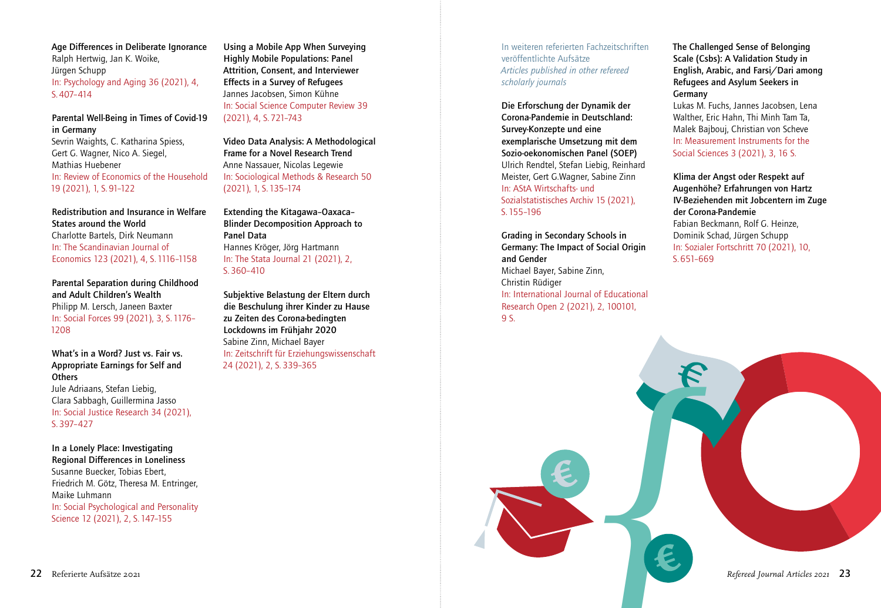**Age Differences in Deliberate Ignorance**
Ralph Hertwig, Jan K. Woike, Jürgen Schupp
In: Psychology and Aging 36 (2021), 4, S. 407–414

**Parental Well-Being in Times of Covid-19 in Germany**
Sevrin Waights, C. Katharina Spiess, Gert G. Wagner, Nico A. Siegel, Mathias Huebener
In: Review of Economics of the Household 19 (2021), 1, S. 91–122

**Redistribution and Insurance in Welfare States around the World**
Charlotte Bartels, Dirk Neumann
In: The Scandinavian Journal of Economics 123 (2021), 4, S. 1116–1158

**Parental Separation during Childhood and Adult Children's Wealth**
Philipp M. Lersch, Janeen Baxter
In: Social Forces 99 (2021), 3, S. 1176–1208

**What's in a Word? Just vs. Fair vs. Appropriate Earnings for Self and Others**
Jule Adriaans, Stefan Liebig, Clara Sabbagh, Guillermina Jasso
In: Social Justice Research 34 (2021), S. 397–427

**In a Lonely Place: Investigating Regional Differences in Loneliness**
Susanne Buecker, Tobias Ebert, Friedrich M. Götz, Theresa M. Entringer, Maike Luhmann
In: Social Psychological and Personality Science 12 (2021), 2, S. 147–155

**Using a Mobile App When Surveying Highly Mobile Populations: Panel Attrition, Consent, and Interviewer Effects in a Survey of Refugees**
Jannes Jacobsen, Simon Kühne
In: Social Science Computer Review 39 (2021), 4, S. 721–743

**Video Data Analysis: A Methodological Frame for a Novel Research Trend**
Anne Nassauer, Nicolas Legewie
In: Sociological Methods & Research 50 (2021), 1, S. 135–174

**Extending the Kitagawa–Oaxaca–Blinder Decomposition Approach to Panel Data**
Hannes Kröger, Jörg Hartmann
In: The Stata Journal 21 (2021), 2, S. 360–410

**Subjektive Belastung der Eltern durch die Beschulung ihrer Kinder zu Hause zu Zeiten des Corona-bedingten Lockdowns im Frühjahr 2020**
Sabine Zinn, Michael Bayer
In: Zeitschrift für Erziehungswissenschaft 24 (2021), 2, S. 339–365

## In weiteren referierten Fachzeitschriften veröffentlichte Aufsätze
*Articles published in other refereed scholarly journals*

**Die Erforschung der Dynamik der Corona-Pandemie in Deutschland: Survey-Konzepte und eine exemplarische Umsetzung mit dem Sozio-oekonomischen Panel (SOEP)**
Ulrich Rendtel, Stefan Liebig, Reinhard Meister, Gert G.Wagner, Sabine Zinn
In: AStA Wirtschafts- und Sozialstatistisches Archiv 15 (2021), S. 155–196

**Grading in Secondary Schools in Germany: The Impact of Social Origin and Gender**
Michael Bayer, Sabine Zinn, Christin Rüdiger
In: International Journal of Educational Research Open 2 (2021), 2, 100101, 9 S.

**The Challenged Sense of Belonging Scale (Csbs): A Validation Study in English, Arabic, and Farsi/Dari among Refugees and Asylum Seekers in Germany**
Lukas M. Fuchs, Jannes Jacobsen, Lena Walther, Eric Hahn, Thi Minh Tam Ta, Malek Bajbouj, Christian von Scheve
In: Measurement Instruments for the Social Sciences 3 (2021), 3, 16 S.

**Klima der Angst oder Respekt auf Augenhöhe? Erfahrungen von Hartz IV-Beziehenden mit Jobcentern im Zuge der Corona-Pandemie**
Fabian Beckmann, Rolf G. Heinze, Dominik Schad, Jürgen Schupp
In: Sozialer Fortschritt 70 (2021), 10, S. 651–669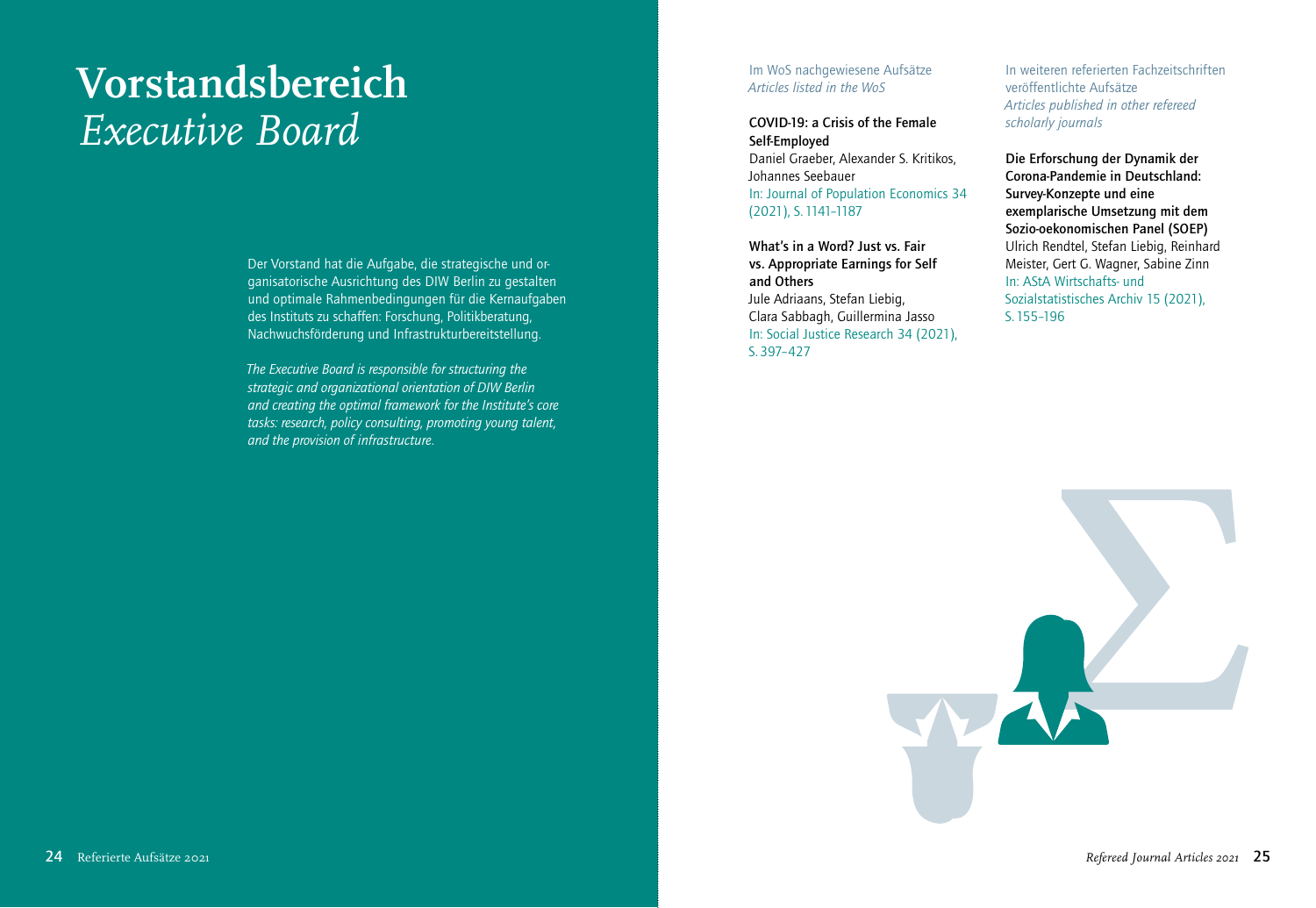# Vorstandsbereich
# *Executive Board*

Der Vorstand hat die Aufgabe, die strategische und organisatorische Ausrichtung des DIW Berlin zu gestalten und optimale Rahmenbedingungen für die Kernaufgaben des Instituts zu schaffen: Forschung, Politikberatung, Nachwuchsförderung und Infrastrukturbereitstellung.

*The Executive Board is responsible for structuring the strategic and organizational orientation of DIW Berlin and creating the optimal framework for the Institute's core tasks: research, policy consulting, promoting young talent, and the provision of infrastructure.*

Im WoS nachgewiesene Aufsätze
*Articles listed in the WoS*

**COVID-19: a Crisis of the Female Self-Employed**
Daniel Graeber, Alexander S. Kritikos, Johannes Seebauer
In: Journal of Population Economics 34 (2021), S. 1141–1187

**What's in a Word? Just vs. Fair vs. Appropriate Earnings for Self and Others**
Jule Adriaans, Stefan Liebig, Clara Sabbagh, Guillermina Jasso
In: Social Justice Research 34 (2021), S. 397–427

In weiteren referierten Fachzeitschriften veröffentlichte Aufsätze
*Articles published in other refereed scholarly journals*

**Die Erforschung der Dynamik der Corona-Pandemie in Deutschland: Survey-Konzepte und eine exemplarische Umsetzung mit dem Sozio-oekonomischen Panel (SOEP)**
Ulrich Rendtel, Stefan Liebig, Reinhard Meister, Gert G. Wagner, Sabine Zinn
In: AStA Wirtschafts- und Sozialstatistisches Archiv 15 (2021), S. 155–196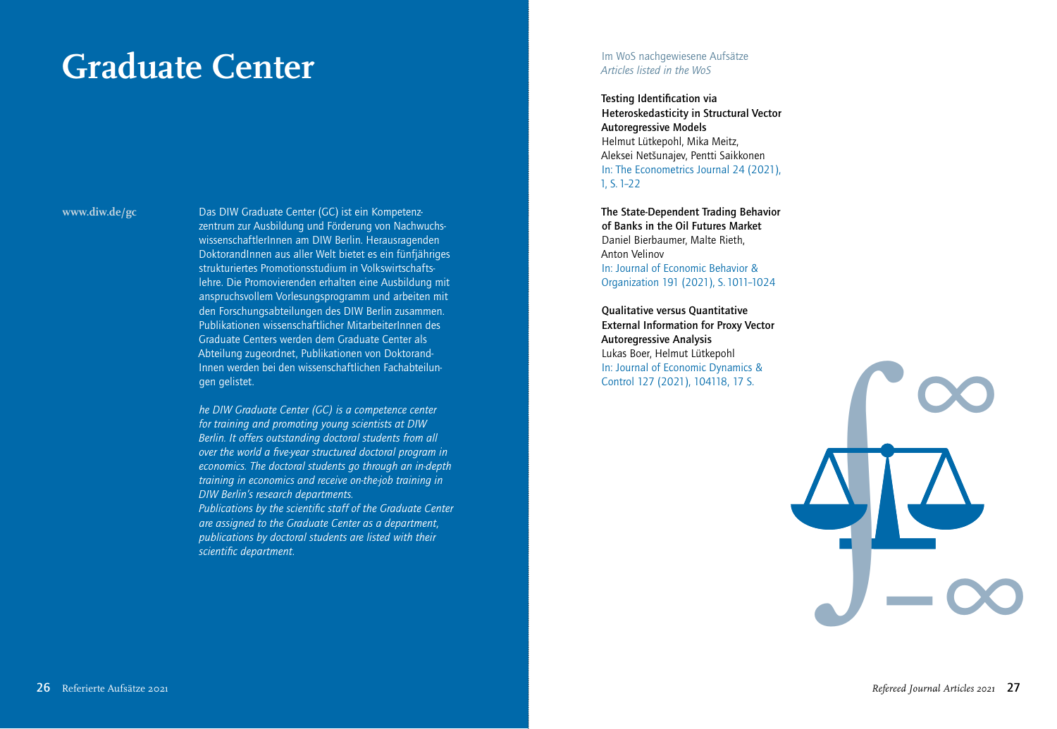# Graduate Center

**www.diw.de/gc**

Das DIW Graduate Center (GC) ist ein Kompetenzzentrum zur Ausbildung und Förderung von NachwuchswissenschaftlerInnen am DIW Berlin. Herausragenden DoktorandInnen aus aller Welt bietet es ein fünfjähriges strukturiertes Promotionsstudium in Volkswirtschaftslehre. Die Promovierenden erhalten eine Ausbildung mit anspruchsvollem Vorlesungsprogramm und arbeiten mit den Forschungsabteilungen des DIW Berlin zusammen. Publikationen wissenschaftlicher MitarbeiterInnen des Graduate Centers werden dem Graduate Center als Abteilung zugeordnet, Publikationen von DoktorandInnen werden bei den wissenschaftlichen Fachabteilungen gelistet.

*he DIW Graduate Center (GC) is a competence center for training and promoting young scientists at DIW Berlin. It offers outstanding doctoral students from all over the world a five-year structured doctoral program in economics. The doctoral students go through an in-depth training in economics and receive on-the-job training in DIW Berlin's research departments.*
*Publications by the scientific staff of the Graduate Center are assigned to the Graduate Center as a department, publications by doctoral students are listed with their scientific department.*

Im WoS nachgewiesene Aufsätze
*Articles listed in the WoS*

**Testing Identification via Heteroskedasticity in Structural Vector Autoregressive Models**
Helmut Lütkepohl, Mika Meitz, Aleksei Netšunajev, Pentti Saikkonen
In: The Econometrics Journal 24 (2021), 1, S. 1–22

**The State-Dependent Trading Behavior of Banks in the Oil Futures Market**
Daniel Bierbaumer, Malte Rieth, Anton Velinov
In: Journal of Economic Behavior & Organization 191 (2021), S. 1011–1024

**Qualitative versus Quantitative External Information for Proxy Vector Autoregressive Analysis**
Lukas Boer, Helmut Lütkepohl
In: Journal of Economic Dynamics & Control 127 (2021), 104118, 17 S.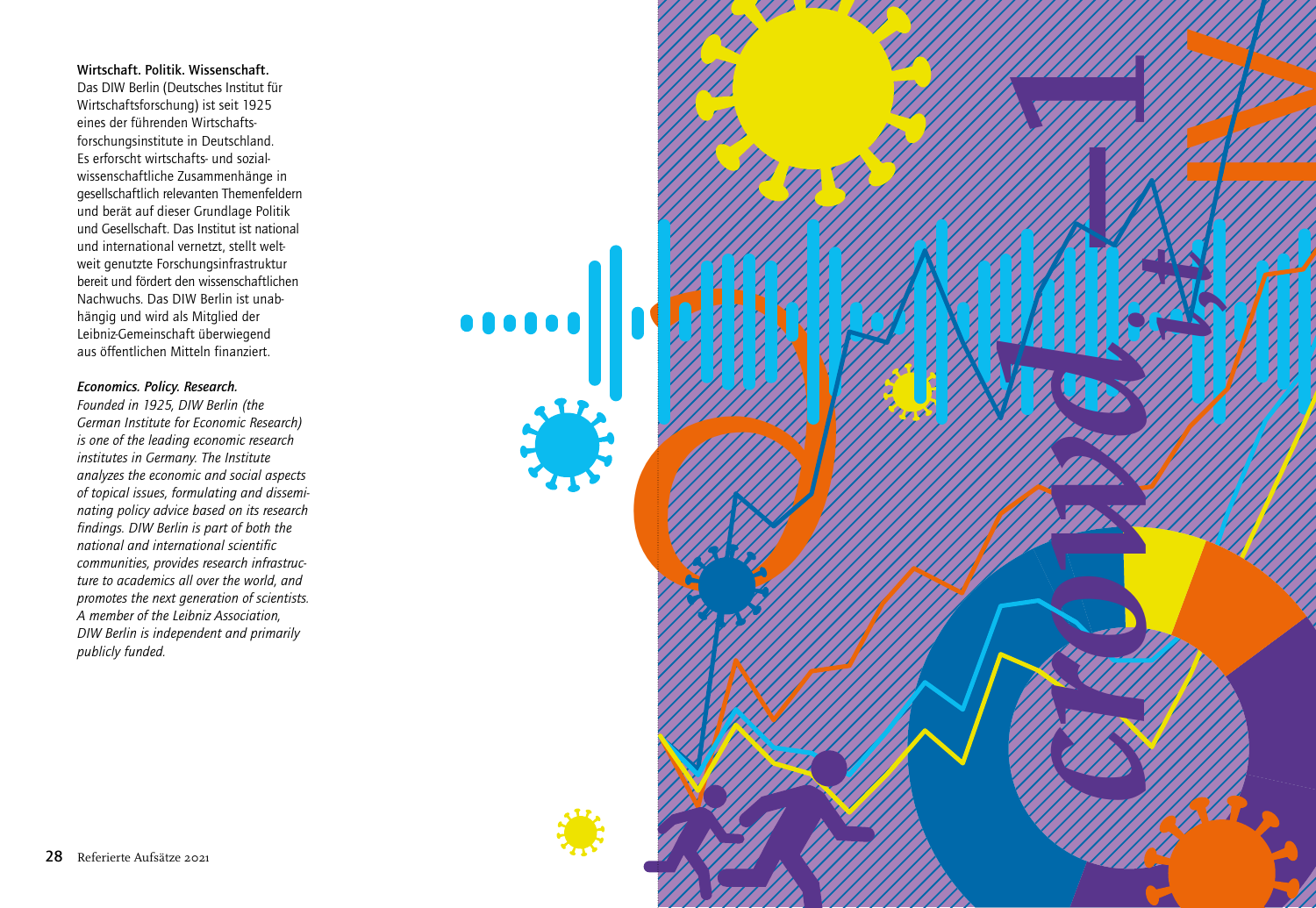**Wirtschaft. Politik. Wissenschaft.**
Das DIW Berlin (Deutsches Institut für Wirtschaftsforschung) ist seit 1925 eines der führenden Wirtschaftsforschungsinstitute in Deutschland. Es erforscht wirtschafts- und sozialwissenschaftliche Zusammenhänge in gesellschaftlich relevanten Themenfeldern und berät auf dieser Grundlage Politik und Gesellschaft. Das Institut ist national und international vernetzt, stellt weltweit genutzte Forschungsinfrastruktur bereit und fördert den wissenschaftlichen Nachwuchs. Das DIW Berlin ist unabhängig und wird als Mitglied der Leibniz-Gemeinschaft überwiegend aus öffentlichen Mitteln finanziert.

***Economics. Policy. Research.***
*Founded in 1925, DIW Berlin (the German Institute for Economic Research) is one of the leading economic research institutes in Germany. The Institute analyzes the economic and social aspects of topical issues, formulating and disseminating policy advice based on its research findings. DIW Berlin is part of both the national and international scientific communities, provides research infrastructure to academics all over the world, and promotes the next generation of scientists. A member of the Leibniz Association, DIW Berlin is independent and primarily publicly funded.*